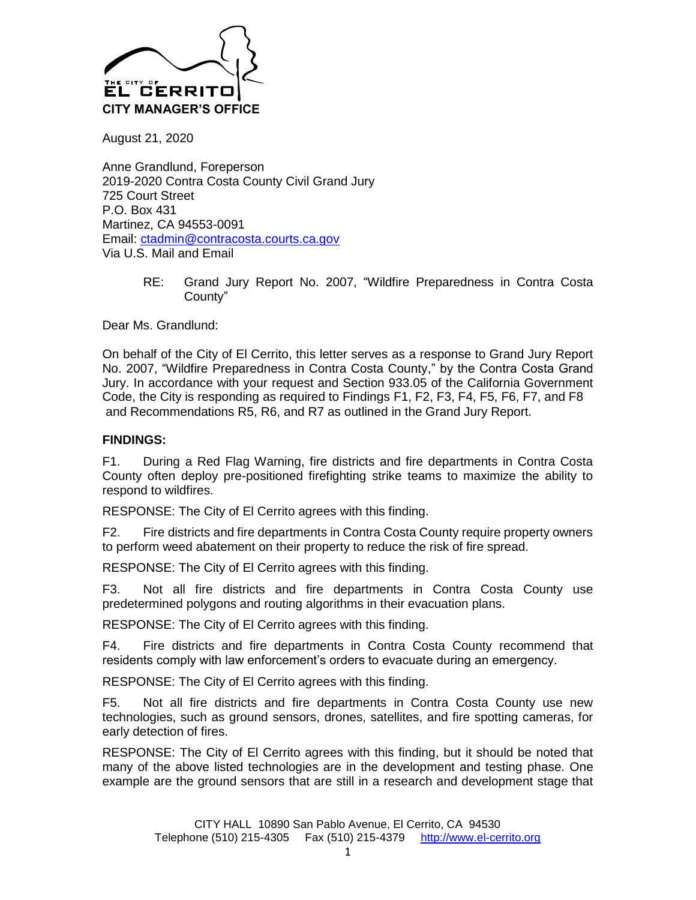THE CITY OF EL CERRITO
**CITY MANAGER'S OFFICE**

August 21, 2020

Anne Grandlund, Foreperson
2019-2020 Contra Costa County Civil Grand Jury
725 Court Street
P.O. Box 431
Martinez, CA 94553-0091
Email: ctadmin@contracosta.courts.ca.gov
Via U.S. Mail and Email

RE: Grand Jury Report No. 2007, "Wildfire Preparedness in Contra Costa County"

Dear Ms. Grandlund:

On behalf of the City of El Cerrito, this letter serves as a response to Grand Jury Report No. 2007, "Wildfire Preparedness in Contra Costa County," by the Contra Costa Grand Jury. In accordance with your request and Section 933.05 of the California Government Code, the City is responding as required to Findings F1, F2, F3, F4, F5, F6, F7, and F8 and Recommendations R5, R6, and R7 as outlined in the Grand Jury Report.

**FINDINGS:**

F1. During a Red Flag Warning, fire districts and fire departments in Contra Costa County often deploy pre-positioned firefighting strike teams to maximize the ability to respond to wildfires.

RESPONSE: The City of El Cerrito agrees with this finding.

F2. Fire districts and fire departments in Contra Costa County require property owners to perform weed abatement on their property to reduce the risk of fire spread.

RESPONSE: The City of El Cerrito agrees with this finding.

F3. Not all fire districts and fire departments in Contra Costa County use predetermined polygons and routing algorithms in their evacuation plans.

RESPONSE: The City of El Cerrito agrees with this finding.

F4. Fire districts and fire departments in Contra Costa County recommend that residents comply with law enforcement's orders to evacuate during an emergency.

RESPONSE: The City of El Cerrito agrees with this finding.

F5. Not all fire districts and fire departments in Contra Costa County use new technologies, such as ground sensors, drones, satellites, and fire spotting cameras, for early detection of fires.

RESPONSE: The City of El Cerrito agrees with this finding, but it should be noted that many of the above listed technologies are in the development and testing phase. One example are the ground sensors that are still in a research and development stage that

CITY HALL 10890 San Pablo Avenue, El Cerrito, CA 94530
Telephone (510) 215-4305 Fax (510) 215-4379 http://www.el-cerrito.org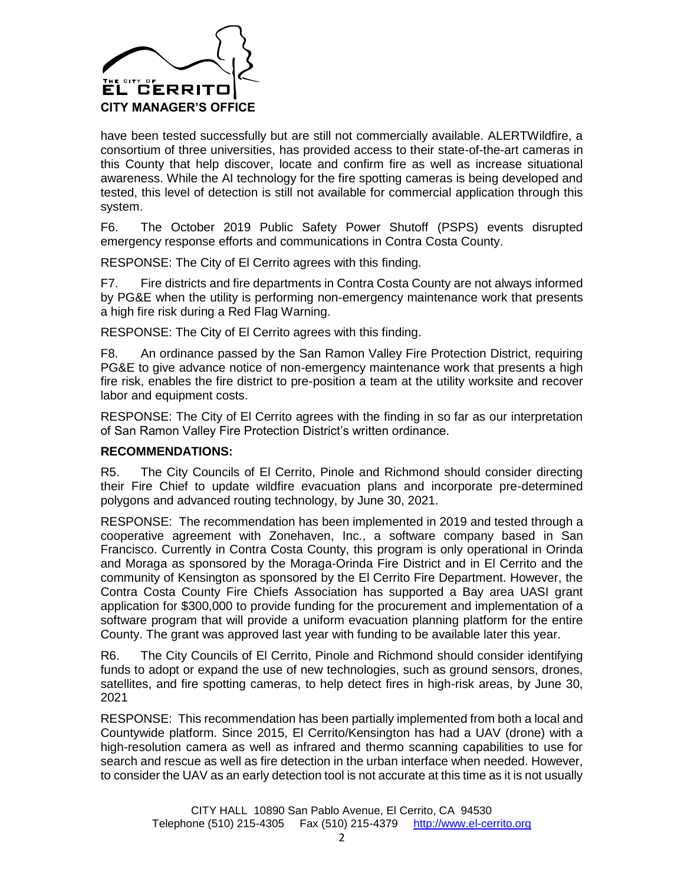have been tested successfully but are still not commercially available. ALERTWildfire, a consortium of three universities, has provided access to their state-of-the-art cameras in this County that help discover, locate and confirm fire as well as increase situational awareness. While the AI technology for the fire spotting cameras is being developed and tested, this level of detection is still not available for commercial application through this system.

F6. The October 2019 Public Safety Power Shutoff (PSPS) events disrupted emergency response efforts and communications in Contra Costa County.

RESPONSE: The City of El Cerrito agrees with this finding.

F7. Fire districts and fire departments in Contra Costa County are not always informed by PG&E when the utility is performing non-emergency maintenance work that presents a high fire risk during a Red Flag Warning.

RESPONSE: The City of El Cerrito agrees with this finding.

F8. An ordinance passed by the San Ramon Valley Fire Protection District, requiring PG&E to give advance notice of non-emergency maintenance work that presents a high fire risk, enables the fire district to pre-position a team at the utility worksite and recover labor and equipment costs.

RESPONSE: The City of El Cerrito agrees with the finding in so far as our interpretation of San Ramon Valley Fire Protection District's written ordinance.

**RECOMMENDATIONS:**

R5. The City Councils of El Cerrito, Pinole and Richmond should consider directing their Fire Chief to update wildfire evacuation plans and incorporate pre-determined polygons and advanced routing technology, by June 30, 2021.

RESPONSE: The recommendation has been implemented in 2019 and tested through a cooperative agreement with Zonehaven, Inc., a software company based in San Francisco. Currently in Contra Costa County, this program is only operational in Orinda and Moraga as sponsored by the Moraga-Orinda Fire District and in El Cerrito and the community of Kensington as sponsored by the El Cerrito Fire Department. However, the Contra Costa County Fire Chiefs Association has supported a Bay area UASI grant application for $300,000 to provide funding for the procurement and implementation of a software program that will provide a uniform evacuation planning platform for the entire County. The grant was approved last year with funding to be available later this year.

R6. The City Councils of El Cerrito, Pinole and Richmond should consider identifying funds to adopt or expand the use of new technologies, such as ground sensors, drones, satellites, and fire spotting cameras, to help detect fires in high-risk areas, by June 30, 2021

RESPONSE: This recommendation has been partially implemented from both a local and Countywide platform. Since 2015, El Cerrito/Kensington has had a UAV (drone) with a high-resolution camera as well as infrared and thermo scanning capabilities to use for search and rescue as well as fire detection in the urban interface when needed. However, to consider the UAV as an early detection tool is not accurate at this time as it is not usually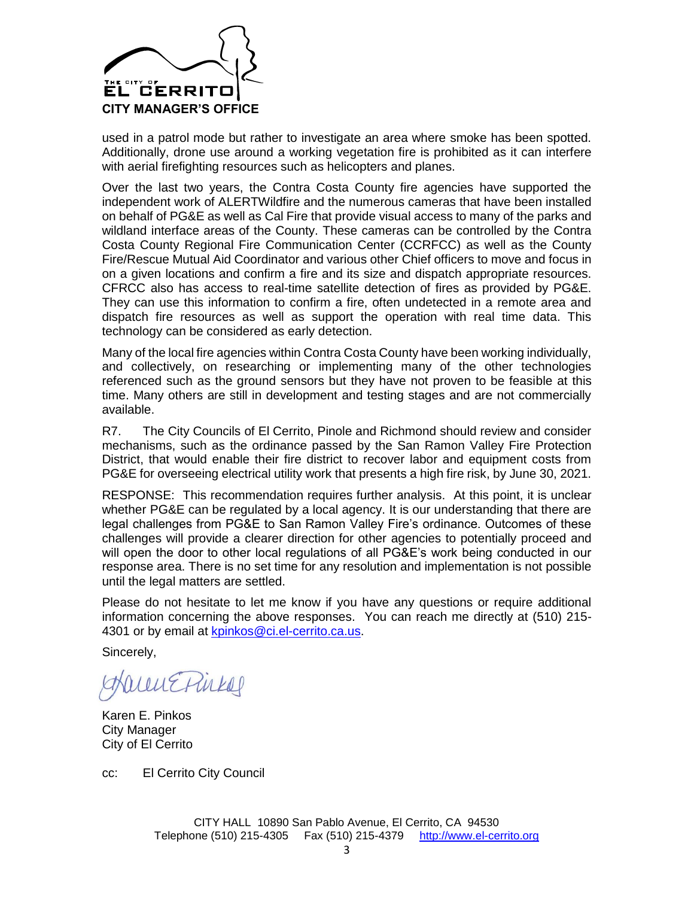used in a patrol mode but rather to investigate an area where smoke has been spotted. Additionally, drone use around a working vegetation fire is prohibited as it can interfere with aerial firefighting resources such as helicopters and planes.

Over the last two years, the Contra Costa County fire agencies have supported the independent work of ALERTWildfire and the numerous cameras that have been installed on behalf of PG&E as well as Cal Fire that provide visual access to many of the parks and wildland interface areas of the County. These cameras can be controlled by the Contra Costa County Regional Fire Communication Center (CCRFCC) as well as the County Fire/Rescue Mutual Aid Coordinator and various other Chief officers to move and focus in on a given locations and confirm a fire and its size and dispatch appropriate resources. CFRCC also has access to real-time satellite detection of fires as provided by PG&E. They can use this information to confirm a fire, often undetected in a remote area and dispatch fire resources as well as support the operation with real time data. This technology can be considered as early detection.

Many of the local fire agencies within Contra Costa County have been working individually, and collectively, on researching or implementing many of the other technologies referenced such as the ground sensors but they have not proven to be feasible at this time. Many others are still in development and testing stages and are not commercially available.

R7. The City Councils of El Cerrito, Pinole and Richmond should review and consider mechanisms, such as the ordinance passed by the San Ramon Valley Fire Protection District, that would enable their fire district to recover labor and equipment costs from PG&E for overseeing electrical utility work that presents a high fire risk, by June 30, 2021.

RESPONSE: This recommendation requires further analysis. At this point, it is unclear whether PG&E can be regulated by a local agency. It is our understanding that there are legal challenges from PG&E to San Ramon Valley Fire's ordinance. Outcomes of these challenges will provide a clearer direction for other agencies to potentially proceed and will open the door to other local regulations of all PG&E's work being conducted in our response area. There is no set time for any resolution and implementation is not possible until the legal matters are settled.

Please do not hesitate to let me know if you have any questions or require additional information concerning the above responses. You can reach me directly at (510) 215-4301 or by email at kpinkos@ci.el-cerrito.ca.us.

Sincerely,

Karen E. Pinkos
City Manager
City of El Cerrito

cc: El Cerrito City Council